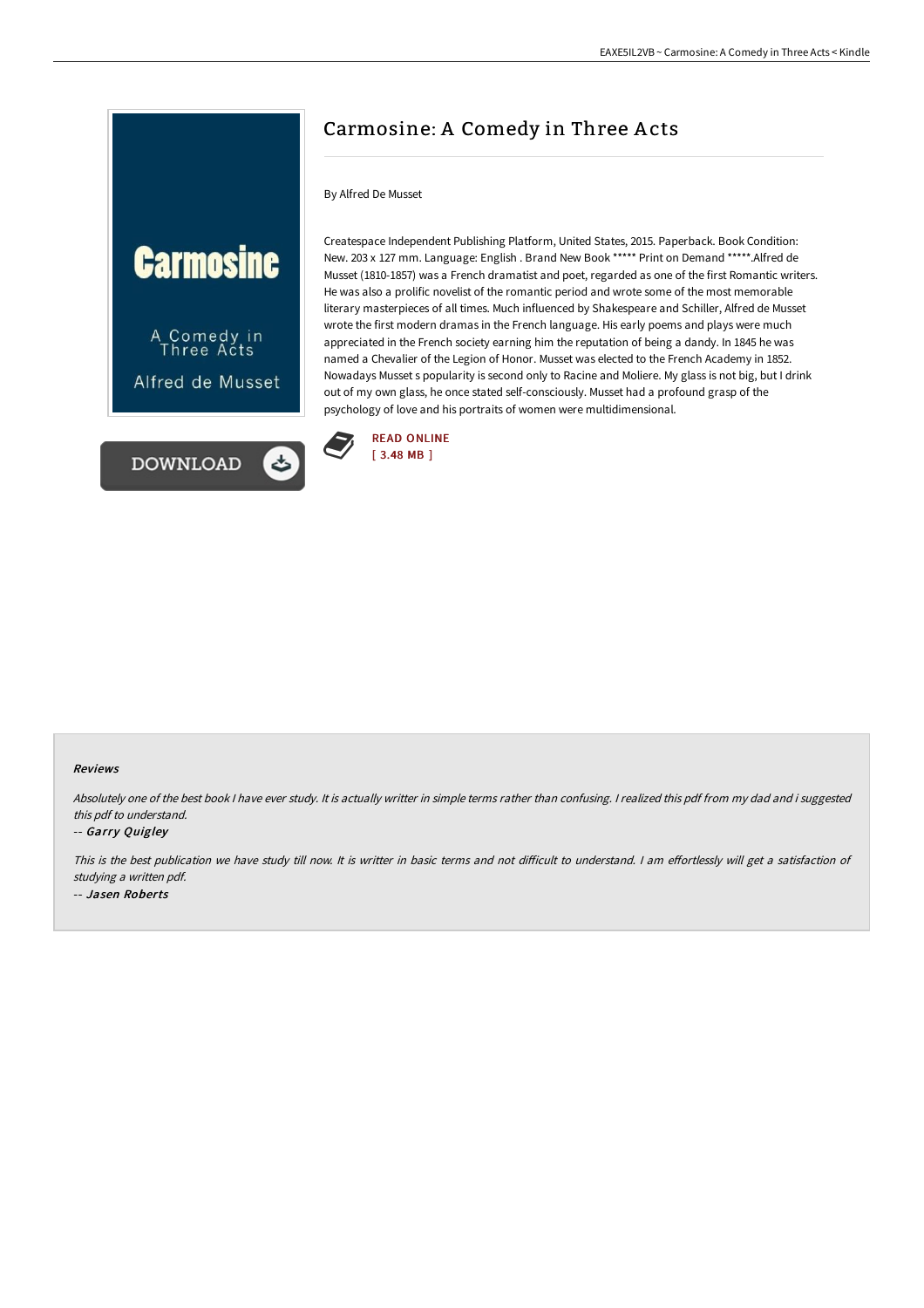# Carmosine: A Comedy in Three Acts

By Alfred De Musset

Createspace Independent Publishing Platform, United States, 2015. Paperback. Book Condition: New. 203 x 127 mm. Language: English . Brand New Book ***** Print on Demand *****.Alfred de Musset (1810-1857) was a French dramatist and poet, regarded as one of the first Romantic writers. He was also a prolific novelist of the romantic period and wrote some of the most memorable literary masterpieces of all times. Much influenced by Shakespeare and Schiller, Alfred de Musset wrote the first modern dramas in the French language. His early poems and plays were much appreciated in the French society earning him the reputation of being a dandy. In 1845 he was named a Chevalier of the Legion of Honor. Musset was elected to the French Academy in 1852. Nowadays Musset s popularity is second only to Racine and Moliere. My glass is not big, but I drink out of my own glass, he once stated self-consciously. Musset had a profound grasp of the psychology of love and his portraits of women were multidimensional.

READ ONLINE
[ 3.48 MB ]

#### Reviews

*Absolutely one of the best book I have ever study. It is actually writter in simple terms rather than confusing. I realized this pdf from my dad and i suggested this pdf to understand.*

-- *Garry Quigley*

*This is the best publication we have study till now. It is writter in basic terms and not difficult to understand. I am effortlessly will get a satisfaction of studying a written pdf.*

-- *Jasen Roberts*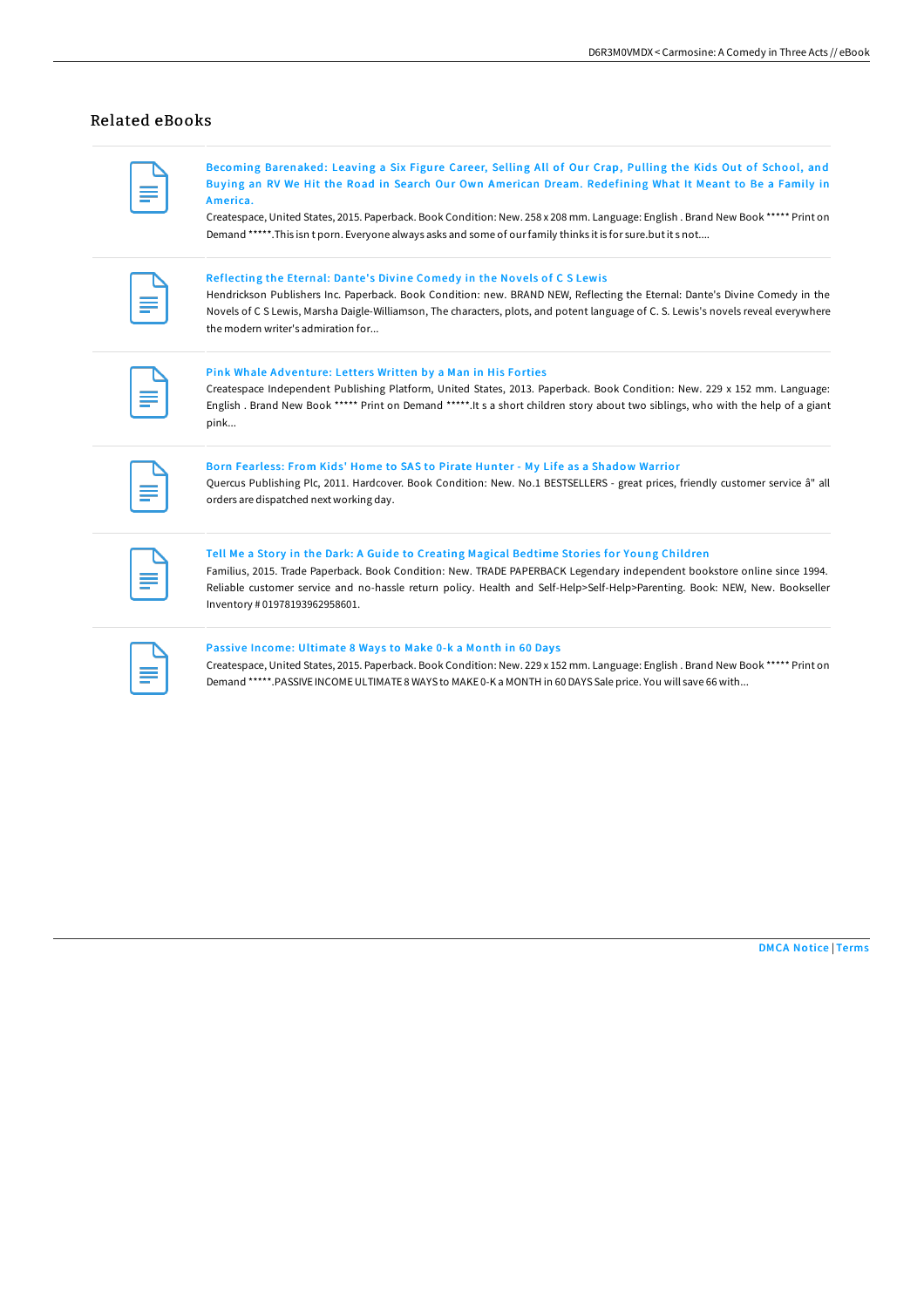## Related eBooks

**Becoming Barenaked: Leaving a Six Figure Career, Selling All of Our Crap, Pulling the Kids Out of School, and Buying an RV We Hit the Road in Search Our Own American Dream. Redefining What It Meant to Be a Family in America.**

Createspace, United States, 2015. Paperback. Book Condition: New. 258 x 208 mm. Language: English . Brand New Book ***** Print on Demand *****.This isn t porn. Everyone always asks and some of our family thinks it is for sure.but it s not....

**Reflecting the Eternal: Dante's Divine Comedy in the Novels of C S Lewis**

Hendrickson Publishers Inc. Paperback. Book Condition: new. BRAND NEW, Reflecting the Eternal: Dante's Divine Comedy in the Novels of C S Lewis, Marsha Daigle-Williamson, The characters, plots, and potent language of C. S. Lewis's novels reveal everywhere the modern writer's admiration for...

**Pink Whale Adventure: Letters Written by a Man in His Forties**

Createspace Independent Publishing Platform, United States, 2013. Paperback. Book Condition: New. 229 x 152 mm. Language: English . Brand New Book ***** Print on Demand *****.It s a short children story about two siblings, who with the help of a giant pink...

**Born Fearless: From Kids' Home to SAS to Pirate Hunter - My Life as a Shadow Warrior**

Quercus Publishing Plc, 2011. Hardcover. Book Condition: New. No.1 BESTSELLERS - great prices, friendly customer service â" all orders are dispatched next working day.

**Tell Me a Story in the Dark: A Guide to Creating Magical Bedtime Stories for Young Children**

Familius, 2015. Trade Paperback. Book Condition: New. TRADE PAPERBACK Legendary independent bookstore online since 1994. Reliable customer service and no-hassle return policy. Health and Self-Help>Self-Help>Parenting. Book: NEW, New. Bookseller Inventory # 01978193962958601.

**Passive Income: Ultimate 8 Ways to Make 0-k a Month in 60 Days**

Createspace, United States, 2015. Paperback. Book Condition: New. 229 x 152 mm. Language: English . Brand New Book ***** Print on Demand *****.PASSIVE INCOME ULTIMATE 8 WAYS to MAKE 0-K a MONTH in 60 DAYS Sale price. You will save 66 with...